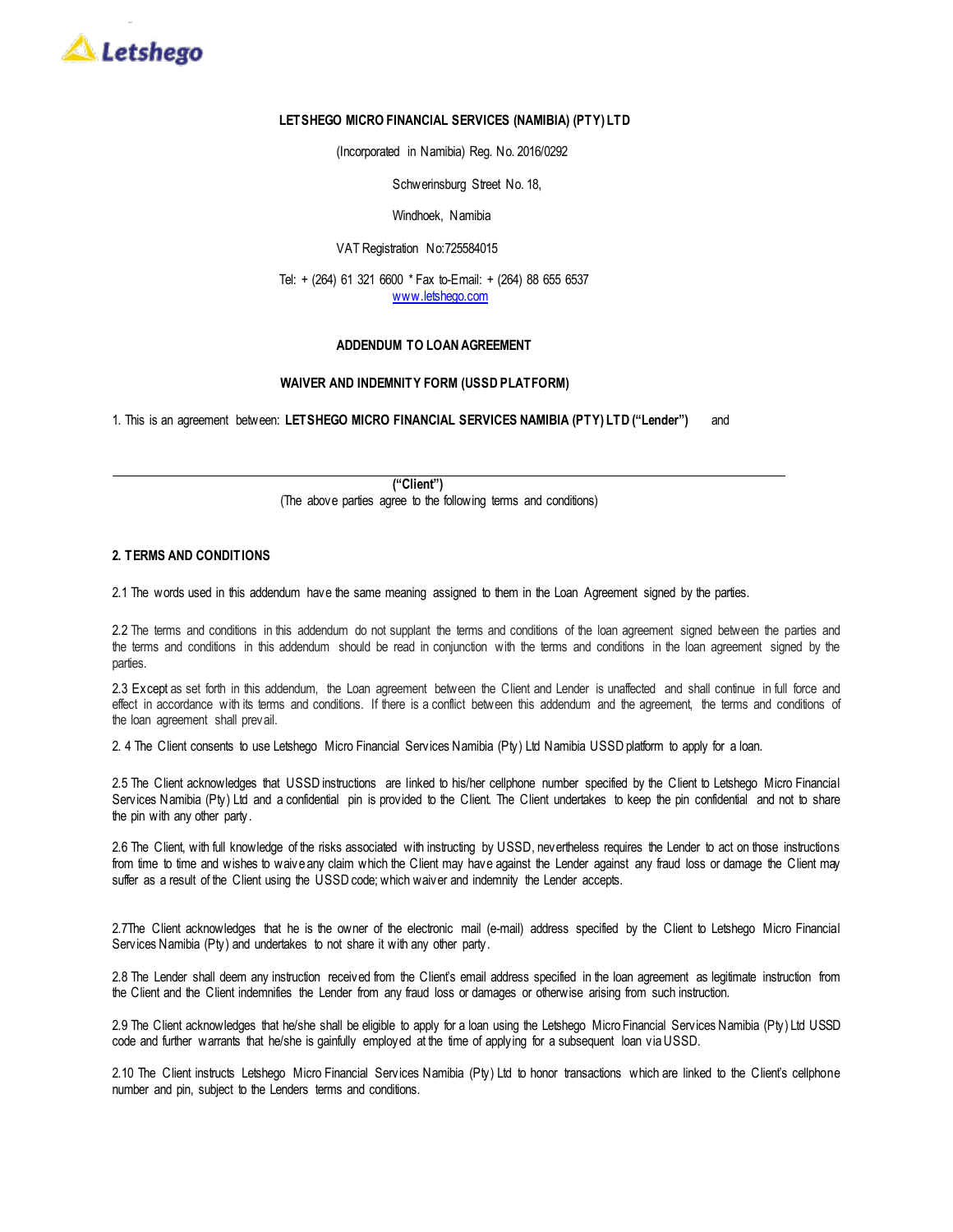Letshego

**LETSHEGO MICRO FINANCIAL SERVICES (NAMIBIA) (PTY) LTD**

(Incorporated in Namibia) Reg. No. 2016/0292

Schwerinsburg Street No. 18,

Windhoek, Namibia

VAT Registration No:725584015

Tel: + (264) 61 321 6600 * Fax to-Email: + (264) 88 655 6537
www.letshego.com

**ADDENDUM TO LOAN AGREEMENT**

**WAIVER AND INDEMNITY FORM (USSD PLATFORM)**

1. This is an agreement between: **LETSHEGO MICRO FINANCIAL SERVICES NAMIBIA (PTY) LTD ("Lender")** and

______________________________________________________________________________

**("Client")**
(The above parties agree to the following terms and conditions)

**2. TERMS AND CONDITIONS**

2.1 The words used in this addendum have the same meaning assigned to them in the Loan Agreement signed by the parties.

2.2 The terms and conditions in this addendum do not supplant the terms and conditions of the loan agreement signed between the parties and the terms and conditions in this addendum should be read in conjunction with the terms and conditions in the loan agreement signed by the parties.

2.3 Except as set forth in this addendum, the Loan agreement between the Client and Lender is unaffected and shall continue in full force and effect in accordance with its terms and conditions. If there is a conflict between this addendum and the agreement, the terms and conditions of the loan agreement shall prevail.

2. 4 The Client consents to use Letshego Micro Financial Services Namibia (Pty) Ltd Namibia USSD platform to apply for a loan.

2.5 The Client acknowledges that USSD instructions are linked to his/her cellphone number specified by the Client to Letshego Micro Financial Services Namibia (Pty) Ltd and a confidential pin is provided to the Client. The Client undertakes to keep the pin confidential and not to share the pin with any other party.

2.6 The Client, with full knowledge of the risks associated with instructing by USSD, nevertheless requires the Lender to act on those instructions from time to time and wishes to waive any claim which the Client may have against the Lender against any fraud loss or damage the Client may suffer as a result of the Client using the USSD code; which waiver and indemnity the Lender accepts.

2.7The Client acknowledges that he is the owner of the electronic mail (e-mail) address specified by the Client to Letshego Micro Financial Services Namibia (Pty) and undertakes to not share it with any other party.

2.8 The Lender shall deem any instruction received from the Client's email address specified in the loan agreement as legitimate instruction from the Client and the Client indemnifies the Lender from any fraud loss or damages or otherwise arising from such instruction.

2.9 The Client acknowledges that he/she shall be eligible to apply for a loan using the Letshego Micro Financial Services Namibia (Pty) Ltd USSD code and further warrants that he/she is gainfully employed at the time of applying for a subsequent loan via USSD.

2.10 The Client instructs Letshego Micro Financial Services Namibia (Pty) Ltd to honor transactions which are linked to the Client's cellphone number and pin, subject to the Lenders terms and conditions.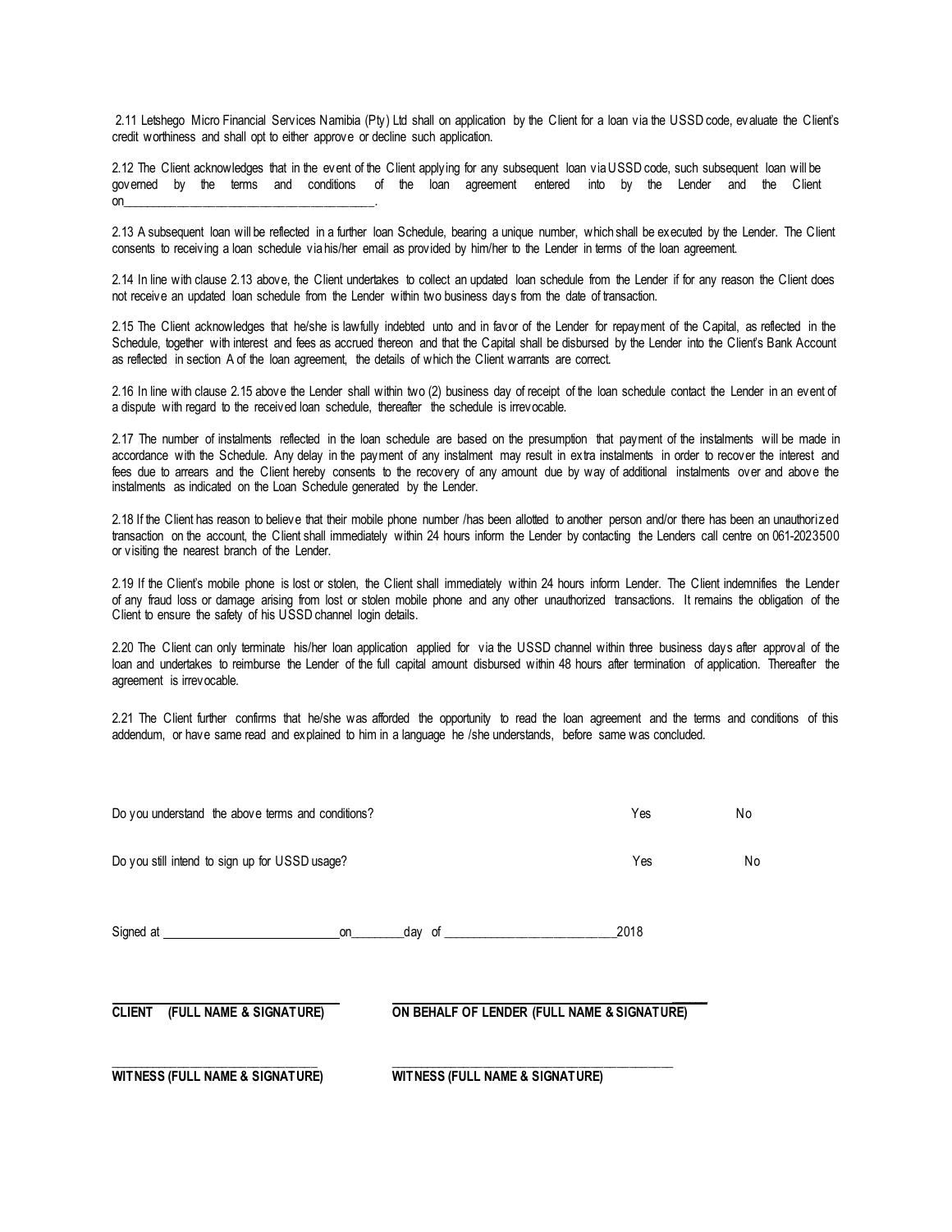2.11 Letshego Micro Financial Services Namibia (Pty) Ltd shall on application by the Client for a loan via the USSD code, evaluate the Client's credit worthiness and shall opt to either approve or decline such application.

2.12 The Client acknowledges that in the event of the Client applying for any subsequent loan via USSD code, such subsequent loan will be governed by the terms and conditions of the loan agreement entered into by the Lender and the Client on_______________________________________.

2.13 A subsequent loan will be reflected in a further loan Schedule, bearing a unique number, which shall be executed by the Lender. The Client consents to receiving a loan schedule via his/her email as provided by him/her to the Lender in terms of the loan agreement.

2.14 In line with clause 2.13 above, the Client undertakes to collect an updated loan schedule from the Lender if for any reason the Client does not receive an updated loan schedule from the Lender within two business days from the date of transaction.

2.15 The Client acknowledges that he/she is lawfully indebted unto and in favor of the Lender for repayment of the Capital, as reflected in the Schedule, together with interest and fees as accrued thereon and that the Capital shall be disbursed by the Lender into the Client's Bank Account as reflected in section A of the loan agreement, the details of which the Client warrants are correct.

2.16 In line with clause 2.15 above the Lender shall within two (2) business day of receipt of the loan schedule contact the Lender in an event of a dispute with regard to the received loan schedule, thereafter the schedule is irrevocable.

2.17 The number of instalments reflected in the loan schedule are based on the presumption that payment of the instalments will be made in accordance with the Schedule. Any delay in the payment of any instalment may result in extra instalments in order to recover the interest and fees due to arrears and the Client hereby consents to the recovery of any amount due by way of additional instalments over and above the instalments as indicated on the Loan Schedule generated by the Lender.

2.18 If the Client has reason to believe that their mobile phone number /has been allotted to another person and/or there has been an unauthorized transaction on the account, the Client shall immediately within 24 hours inform the Lender by contacting the Lenders call centre on 061-2023500 or visiting the nearest branch of the Lender.

2.19 If the Client's mobile phone is lost or stolen, the Client shall immediately within 24 hours inform Lender. The Client indemnifies the Lender of any fraud loss or damage arising from lost or stolen mobile phone and any other unauthorized transactions. It remains the obligation of the Client to ensure the safety of his USSD channel login details.

2.20 The Client can only terminate his/her loan application applied for via the USSD channel within three business days after approval of the loan and undertakes to reimburse the Lender of the full capital amount disbursed within 48 hours after termination of application. Thereafter the agreement is irrevocable.

2.21 The Client further confirms that he/she was afforded the opportunity to read the loan agreement and the terms and conditions of this addendum, or have same read and explained to him in a language he /she understands, before same was concluded.

Do you understand the above terms and conditions? Yes No

Do you still intend to sign up for USSD usage? Yes No

Signed at ___________________________on________day of ___________________________2018

______________________________ ______________________________________________

**CLIENT (FULL NAME & SIGNATURE)** **ON BEHALF OF LENDER (FULL NAME & SIGNATURE)**

______________________________ ______________________________________________

**WITNESS (FULL NAME & SIGNATURE)** **WITNESS (FULL NAME & SIGNATURE)**